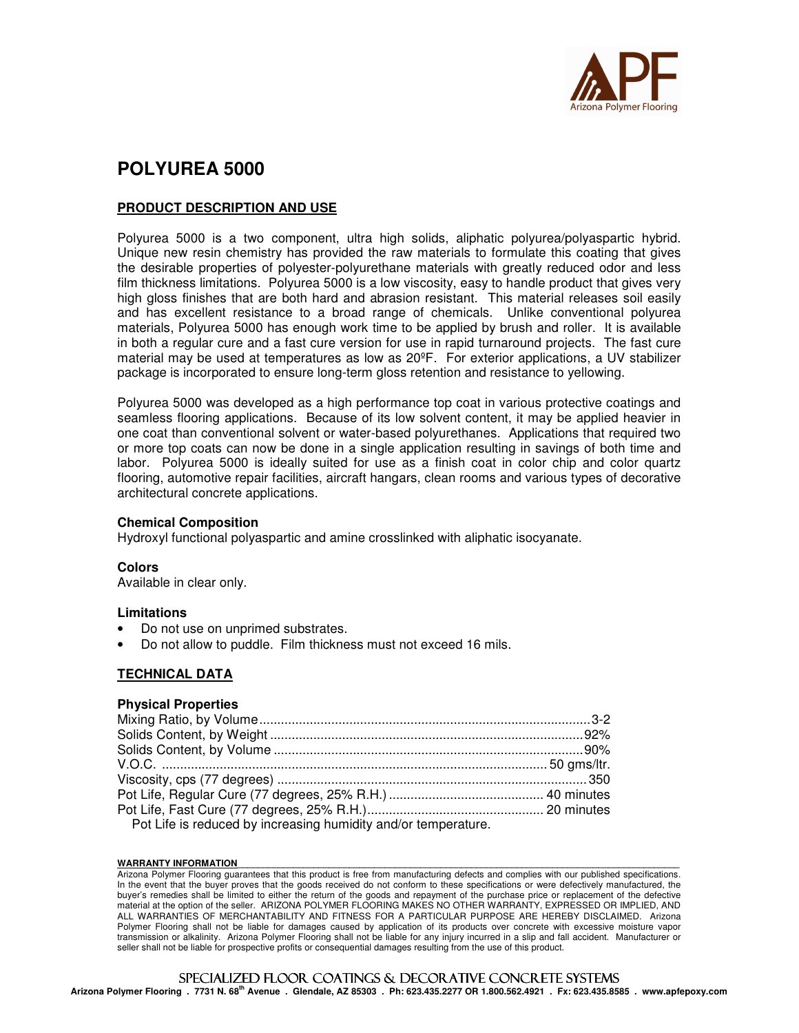# POLYUREA 5000

## PRODUCT DESCRIPTION AND USE

Polyurea 5000 is a two component, ultra high solids, aliphatic polyurea/polyaspartic hybrid. Unique new resin chemistry has provided the raw materials to formulate this coating that gives the desirable properties of polyester-polyurethane materials with greatly reduced odor and less film thickness limitations. Polyurea 5000 is a low viscosity, easy to handle product that gives very high gloss finishes that are both hard and abrasion resistant. This material releases soil easily and has excellent resistance to a broad range of chemicals. Unlike conventional polyurea materials, Polyurea 5000 has enough work time to be applied by brush and roller. It is available in both a regular cure and a fast cure version for use in rapid turnaround projects. The fast cure material may be used at temperatures as low as 20ºF. For exterior applications, a UV stabilizer package is incorporated to ensure long-term gloss retention and resistance to yellowing.

Polyurea 5000 was developed as a high performance top coat in various protective coatings and seamless flooring applications. Because of its low solvent content, it may be applied heavier in one coat than conventional solvent or water-based polyurethanes. Applications that required two or more top coats can now be done in a single application resulting in savings of both time and labor. Polyurea 5000 is ideally suited for use as a finish coat in color chip and color quartz flooring, automotive repair facilities, aircraft hangars, clean rooms and various types of decorative architectural concrete applications.

### Chemical Composition

Hydroxyl functional polyaspartic and amine crosslinked with aliphatic isocyanate.

### Colors

Available in clear only.

### Limitations

- Do not use on unprimed substrates.
- Do not allow to puddle. Film thickness must not exceed 16 mils.

## TECHNICAL DATA

### Physical Properties

| Property | Value |
|---|---|
| Mixing Ratio, by Volume | 3-2 |
| Solids Content, by Weight | 92% |
| Solids Content, by Volume | 90% |
| V.O.C. | 50 gms/ltr. |
| Viscosity, cps (77 degrees) | 350 |
| Pot Life, Regular Cure (77 degrees, 25% R.H.) | 40 minutes |
| Pot Life, Fast Cure (77 degrees, 25% R.H.) | 20 minutes |

Pot Life is reduced by increasing humidity and/or temperature.

**WARRANTY INFORMATION**

Arizona Polymer Flooring guarantees that this product is free from manufacturing defects and complies with our published specifications. In the event that the buyer proves that the goods received do not conform to these specifications or were defectively manufactured, the buyer's remedies shall be limited to either the return of the goods and repayment of the purchase price or replacement of the defective material at the option of the seller. ARIZONA POLYMER FLOORING MAKES NO OTHER WARRANTY, EXPRESSED OR IMPLIED, AND ALL WARRANTIES OF MERCHANTABILITY AND FITNESS FOR A PARTICULAR PURPOSE ARE HEREBY DISCLAIMED. Arizona Polymer Flooring shall not be liable for damages caused by application of its products over concrete with excessive moisture vapor transmission or alkalinity. Arizona Polymer Flooring shall not be liable for any injury incurred in a slip and fall accident. Manufacturer or seller shall not be liable for prospective profits or consequential damages resulting from the use of this product.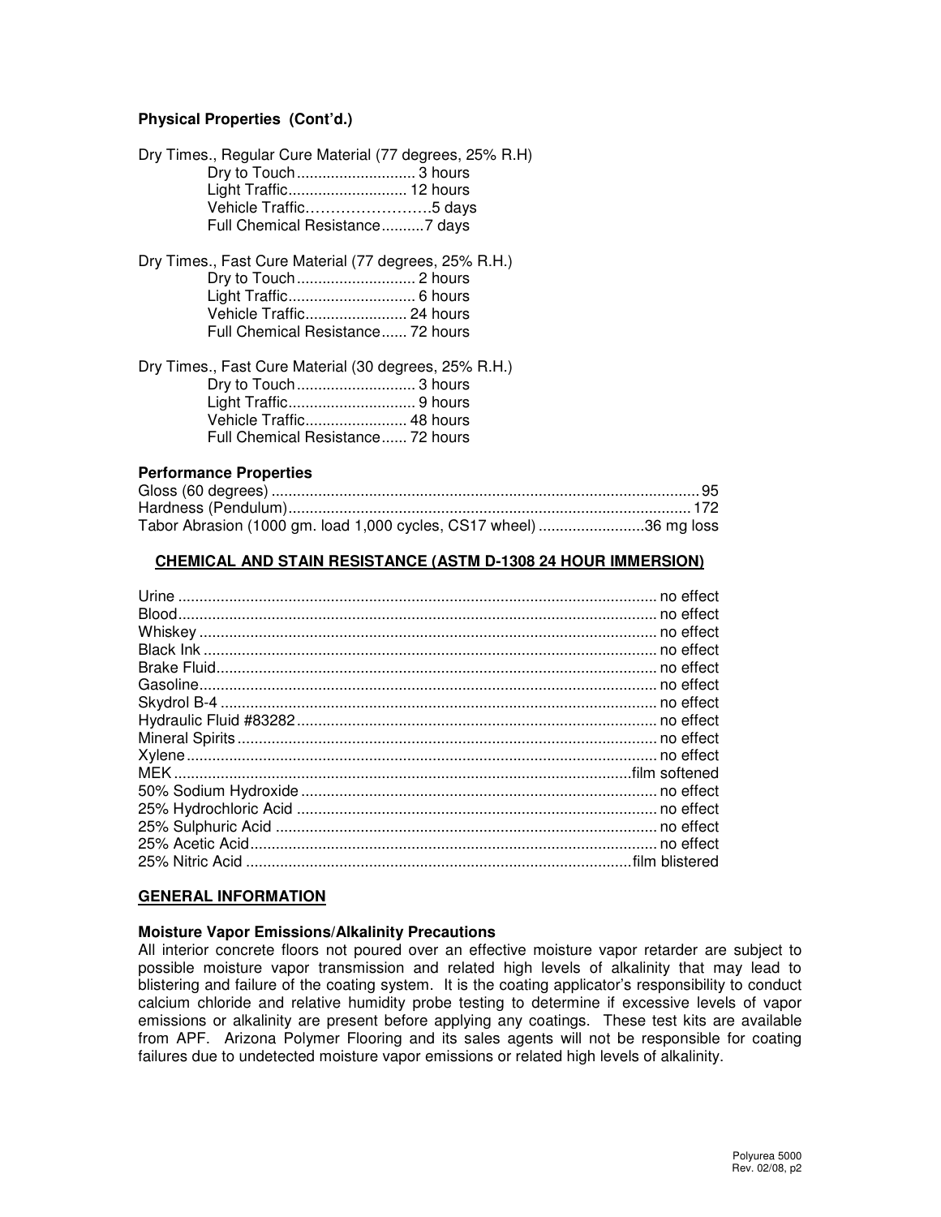**Physical Properties (Cont'd.)**

Dry Times., Regular Cure Material (77 degrees, 25% R.H)

- Dry to Touch ........................... 3 hours
- Light Traffic............................ 12 hours
- Vehicle Traffic……………………5 days
- Full Chemical Resistance..........7 days

Dry Times., Fast Cure Material (77 degrees, 25% R.H.)

- Dry to Touch ........................... 2 hours
- Light Traffic............................. 6 hours
- Vehicle Traffic........................ 24 hours
- Full Chemical Resistance...... 72 hours

Dry Times., Fast Cure Material (30 degrees, 25% R.H.)

- Dry to Touch ........................... 3 hours
- Light Traffic............................. 9 hours
- Vehicle Traffic........................ 48 hours
- Full Chemical Resistance...... 72 hours

### Performance Properties

| Property | Value |
|---|---|
| Gloss (60 degrees) | 95 |
| Hardness (Pendulum) | 172 |
| Tabor Abrasion (1000 gm. load 1,000 cycles, CS17 wheel) | 36 mg loss |

## CHEMICAL AND STAIN RESISTANCE (ASTM D-1308 24 HOUR IMMERSION)

| Chemical | Result |
|---|---|
| Urine | no effect |
| Blood | no effect |
| Whiskey | no effect |
| Black Ink | no effect |
| Brake Fluid | no effect |
| Gasoline | no effect |
| Skydrol B-4 | no effect |
| Hydraulic Fluid #83282 | no effect |
| Mineral Spirits | no effect |
| Xylene | no effect |
| MEK | film softened |
| 50% Sodium Hydroxide | no effect |
| 25% Hydrochloric Acid | no effect |
| 25% Sulphuric Acid | no effect |
| 25% Acetic Acid | no effect |
| 25% Nitric Acid | film blistered |

## GENERAL INFORMATION

### Moisture Vapor Emissions/Alkalinity Precautions

All interior concrete floors not poured over an effective moisture vapor retarder are subject to possible moisture vapor transmission and related high levels of alkalinity that may lead to blistering and failure of the coating system. It is the coating applicator's responsibility to conduct calcium chloride and relative humidity probe testing to determine if excessive levels of vapor emissions or alkalinity are present before applying any coatings. These test kits are available from APF. Arizona Polymer Flooring and its sales agents will not be responsible for coating failures due to undetected moisture vapor emissions or related high levels of alkalinity.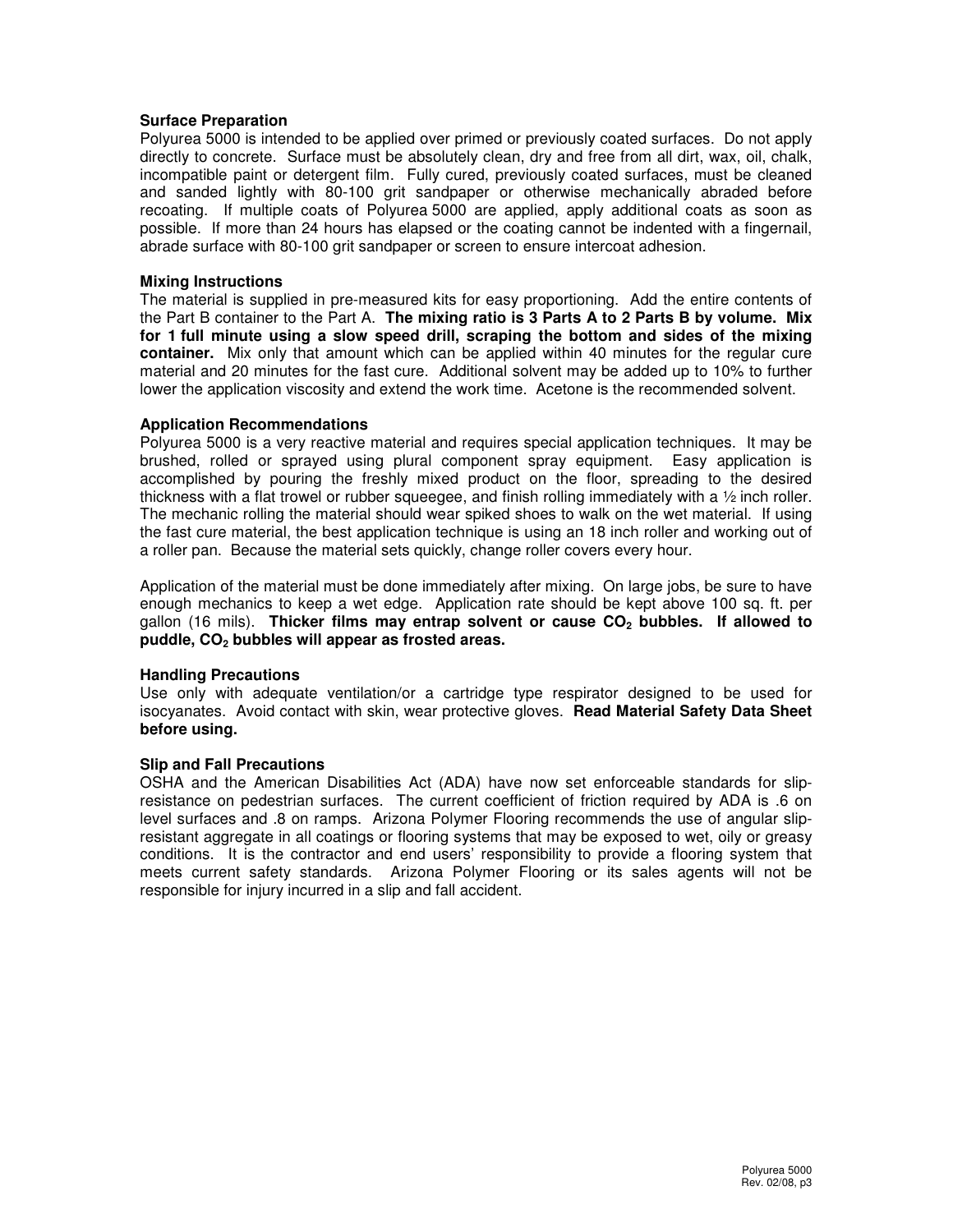**Surface Preparation**

Polyurea 5000 is intended to be applied over primed or previously coated surfaces. Do not apply directly to concrete. Surface must be absolutely clean, dry and free from all dirt, wax, oil, chalk, incompatible paint or detergent film. Fully cured, previously coated surfaces, must be cleaned and sanded lightly with 80-100 grit sandpaper or otherwise mechanically abraded before recoating. If multiple coats of Polyurea 5000 are applied, apply additional coats as soon as possible. If more than 24 hours has elapsed or the coating cannot be indented with a fingernail, abrade surface with 80-100 grit sandpaper or screen to ensure intercoat adhesion.

**Mixing Instructions**

The material is supplied in pre-measured kits for easy proportioning. Add the entire contents of the Part B container to the Part A. **The mixing ratio is 3 Parts A to 2 Parts B by volume. Mix for 1 full minute using a slow speed drill, scraping the bottom and sides of the mixing container.** Mix only that amount which can be applied within 40 minutes for the regular cure material and 20 minutes for the fast cure. Additional solvent may be added up to 10% to further lower the application viscosity and extend the work time. Acetone is the recommended solvent.

**Application Recommendations**

Polyurea 5000 is a very reactive material and requires special application techniques. It may be brushed, rolled or sprayed using plural component spray equipment. Easy application is accomplished by pouring the freshly mixed product on the floor, spreading to the desired thickness with a flat trowel or rubber squeegee, and finish rolling immediately with a ½ inch roller. The mechanic rolling the material should wear spiked shoes to walk on the wet material. If using the fast cure material, the best application technique is using an 18 inch roller and working out of a roller pan. Because the material sets quickly, change roller covers every hour.

Application of the material must be done immediately after mixing. On large jobs, be sure to have enough mechanics to keep a wet edge. Application rate should be kept above 100 sq. ft. per gallon (16 mils). **Thicker films may entrap solvent or cause $CO_2$ bubbles. If allowed to puddle, $CO_2$ bubbles will appear as frosted areas.**

**Handling Precautions**

Use only with adequate ventilation/or a cartridge type respirator designed to be used for isocyanates. Avoid contact with skin, wear protective gloves. **Read Material Safety Data Sheet before using.**

**Slip and Fall Precautions**

OSHA and the American Disabilities Act (ADA) have now set enforceable standards for slip-resistance on pedestrian surfaces. The current coefficient of friction required by ADA is .6 on level surfaces and .8 on ramps. Arizona Polymer Flooring recommends the use of angular slip-resistant aggregate in all coatings or flooring systems that may be exposed to wet, oily or greasy conditions. It is the contractor and end users' responsibility to provide a flooring system that meets current safety standards. Arizona Polymer Flooring or its sales agents will not be responsible for injury incurred in a slip and fall accident.